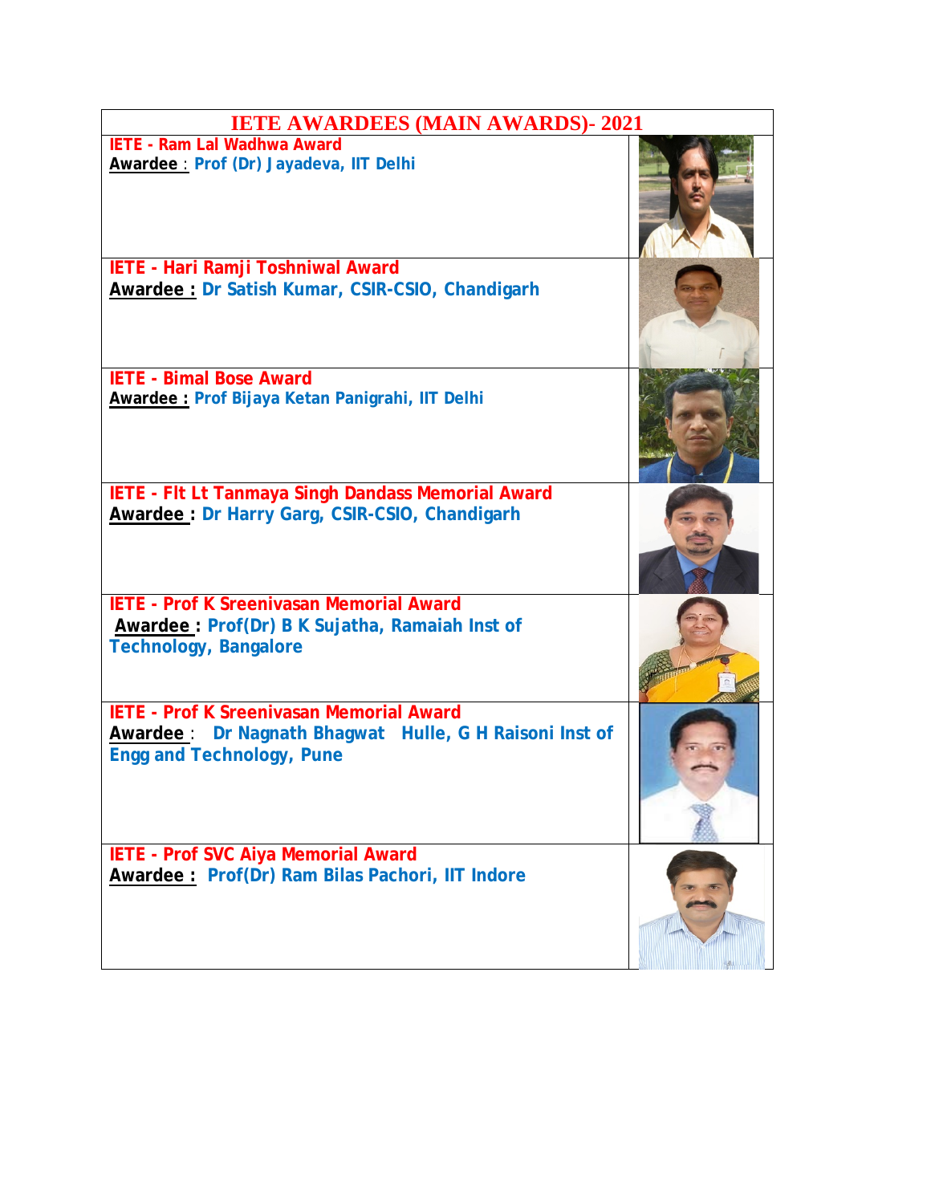# IETE AWARDEES (MAIN AWARDS)- 2021

**IETE - Ram Lal Wadhwa Award**
**Awardee** : Prof (Dr) Jayadeva, IIT Delhi

**IETE - Hari Ramji Toshniwal Award**
**Awardee :** Dr Satish Kumar, CSIR-CSIO, Chandigarh

**IETE - Bimal Bose Award**
**Awardee :** Prof Bijaya Ketan Panigrahi, IIT Delhi

**IETE - Flt Lt Tanmaya Singh Dandass Memorial Award**
**Awardee :** Dr Harry Garg, CSIR-CSIO, Chandigarh

**IETE - Prof K Sreenivasan Memorial Award**
**Awardee :** Prof(Dr) B K Sujatha, Ramaiah Inst of Technology, Bangalore

**IETE - Prof K Sreenivasan Memorial Award**
**Awardee** : Dr Nagnath Bhagwat Hulle, G H Raisoni Inst of Engg and Technology, Pune

**IETE - Prof SVC Aiya Memorial Award**
**Awardee :** Prof(Dr) Ram Bilas Pachori, IIT Indore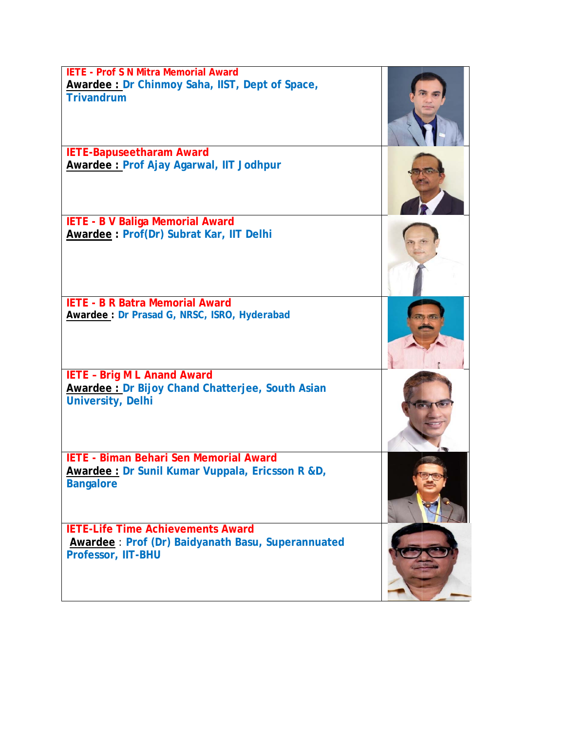| | |
|---|---|
| **IETE - Prof S N Mitra Memorial Award**<br>**Awardee :** Dr Chinmoy Saha, IIST, Dept of Space, Trivandrum | |
| **IETE-Bapuseetharam Award**<br>**Awardee :** Prof Ajay Agarwal, IIT Jodhpur | |
| **IETE - B V Baliga Memorial Award**<br>**Awardee :** Prof(Dr) Subrat Kar, IIT Delhi | |
| **IETE - B R Batra Memorial Award**<br>**Awardee :** Dr Prasad G, NRSC, ISRO, Hyderabad | |
| **IETE - Brig M L Anand Award**<br>**Awardee :** Dr Bijoy Chand Chatterjee, South Asian University, Delhi | |
| **IETE - Biman Behari Sen Memorial Award**<br>**Awardee :** Dr Sunil Kumar Vuppala, Ericsson R &D, Bangalore | |
| **IETE-Life Time Achievements Award**<br>**Awardee** : Prof (Dr) Baidyanath Basu, Superannuated Professor, IIT-BHU | |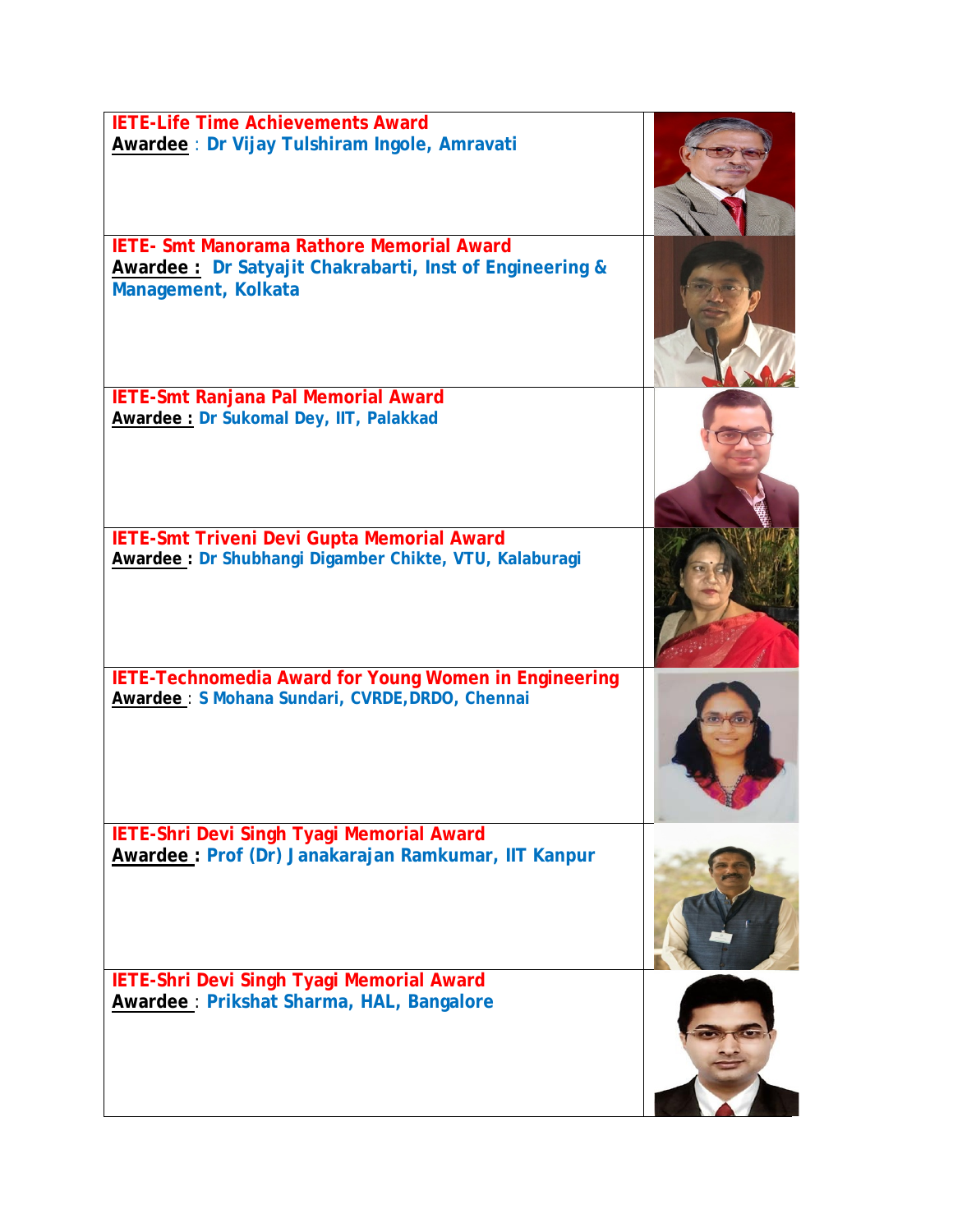**IETE-Life Time Achievements Award**
**Awardee** : **Dr Vijay Tulshiram Ingole, Amravati**

**IETE- Smt Manorama Rathore Memorial Award**
**Awardee :** **Dr Satyajit Chakrabarti, Inst of Engineering & Management, Kolkata**

**IETE-Smt Ranjana Pal Memorial Award**
**Awardee :** **Dr Sukomal Dey, IIT, Palakkad**

**IETE-Smt Triveni Devi Gupta Memorial Award**
**Awardee :** **Dr Shubhangi Digamber Chikte, VTU, Kalaburagi**

**IETE-Technomedia Award for Young Women in Engineering**
**Awardee** : **S Mohana Sundari, CVRDE,DRDO, Chennai**

**IETE-Shri Devi Singh Tyagi Memorial Award**
**Awardee :** **Prof (Dr) Janakarajan Ramkumar, IIT Kanpur**

**IETE-Shri Devi Singh Tyagi Memorial Award**
**Awardee** : **Prikshat Sharma, HAL, Bangalore**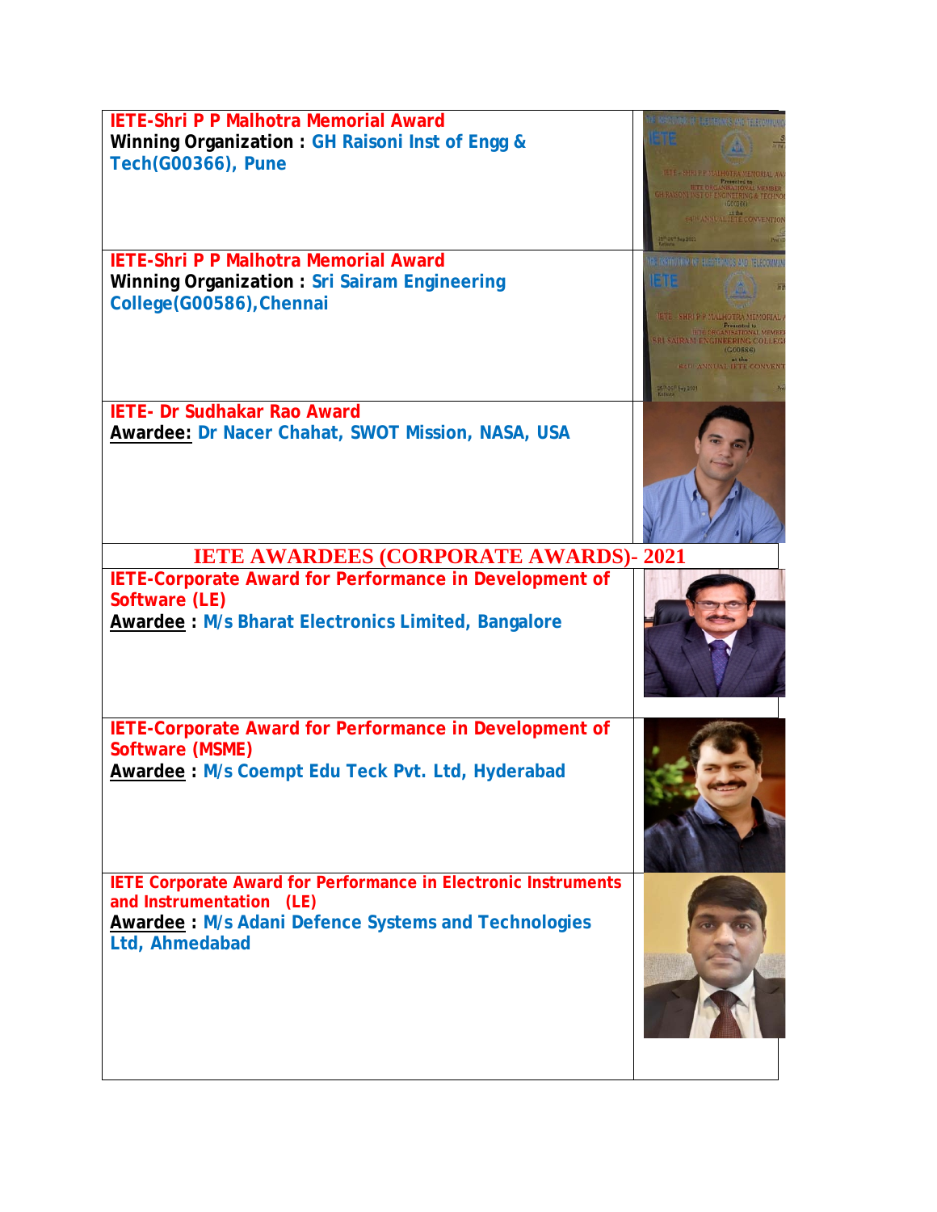**IETE-Shri P P Malhotra Memorial Award**
**Winning Organization : GH Raisoni Inst of Engg & Tech(G00366), Pune**

**IETE-Shri P P Malhotra Memorial Award**
**Winning Organization : Sri Sairam Engineering College(G00586),Chennai**

**IETE- Dr Sudhakar Rao Award**
**Awardee: Dr Nacer Chahat, SWOT Mission, NASA, USA**

## IETE AWARDEES (CORPORATE AWARDS)- 2021

**IETE-Corporate Award for Performance in Development of Software (LE)**
**Awardee : M/s Bharat Electronics Limited, Bangalore**

**IETE-Corporate Award for Performance in Development of Software (MSME)**
**Awardee : M/s Coempt Edu Teck Pvt. Ltd, Hyderabad**

**IETE Corporate Award for Performance in Electronic Instruments and Instrumentation (LE)**
**Awardee : M/s Adani Defence Systems and Technologies Ltd, Ahmedabad**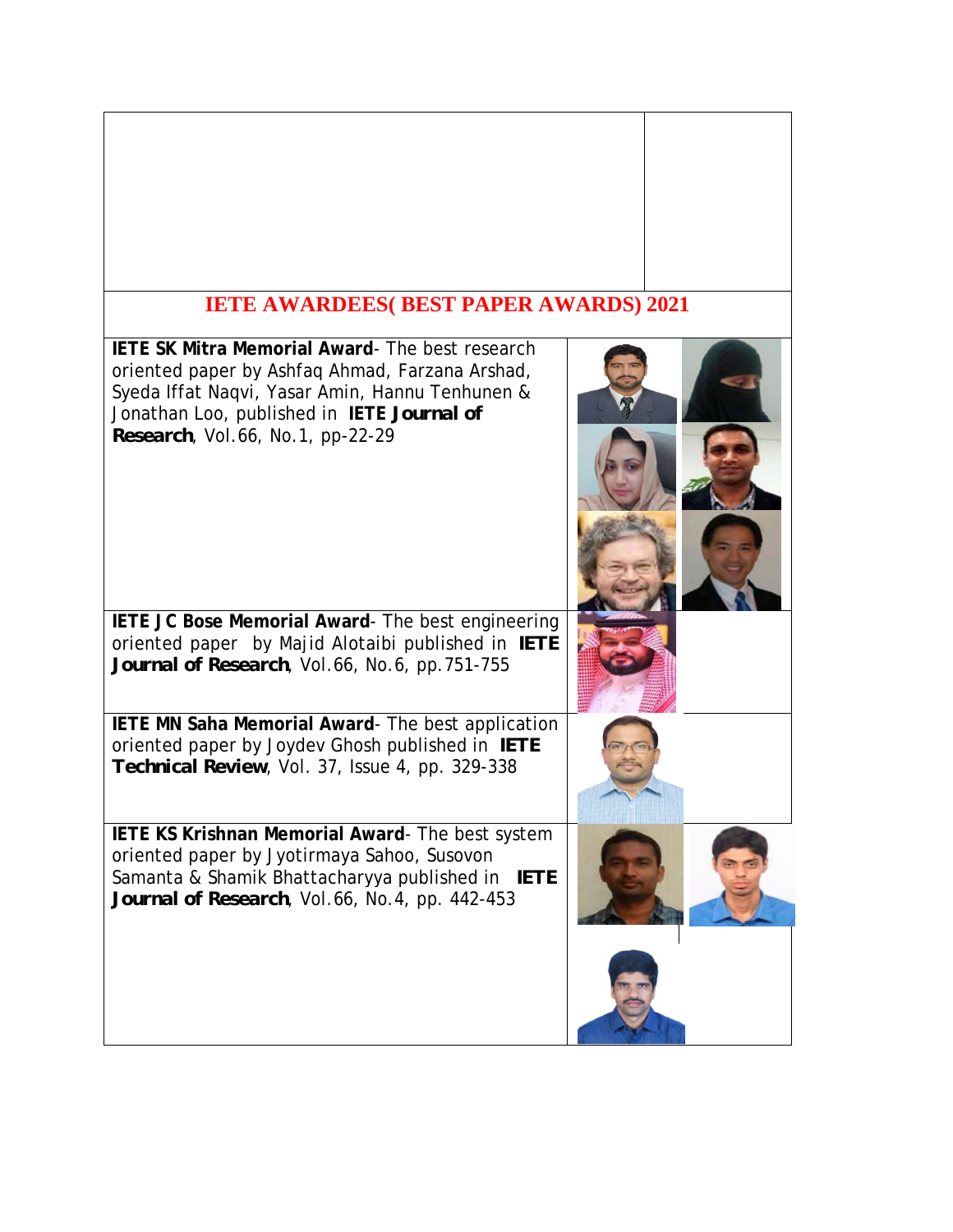# IETE AWARDEES( BEST PAPER AWARDS) 2021

**IETE SK Mitra Memorial Award**- The best research oriented paper by Ashfaq Ahmad, Farzana Arshad, Syeda Iffat Naqvi, Yasar Amin, Hannu Tenhunen & Jonathan Loo, published in **IETE Journal of Research**, Vol.66, No.1, pp-22-29

**IETE JC Bose Memorial Award**- The best engineering oriented paper by Majid Alotaibi published in **IETE Journal of Research**, Vol.66, No.6, pp.751-755

**IETE MN Saha Memorial Award**- The best application oriented paper by Joydev Ghosh published in **IETE Technical Review**, Vol. 37, Issue 4, pp. 329-338

**IETE KS Krishnan Memorial Award**- The best system oriented paper by Jyotirmaya Sahoo, Susovon Samanta & Shamik Bhattacharyya published in **IETE Journal of Research**, Vol.66, No.4, pp. 442-453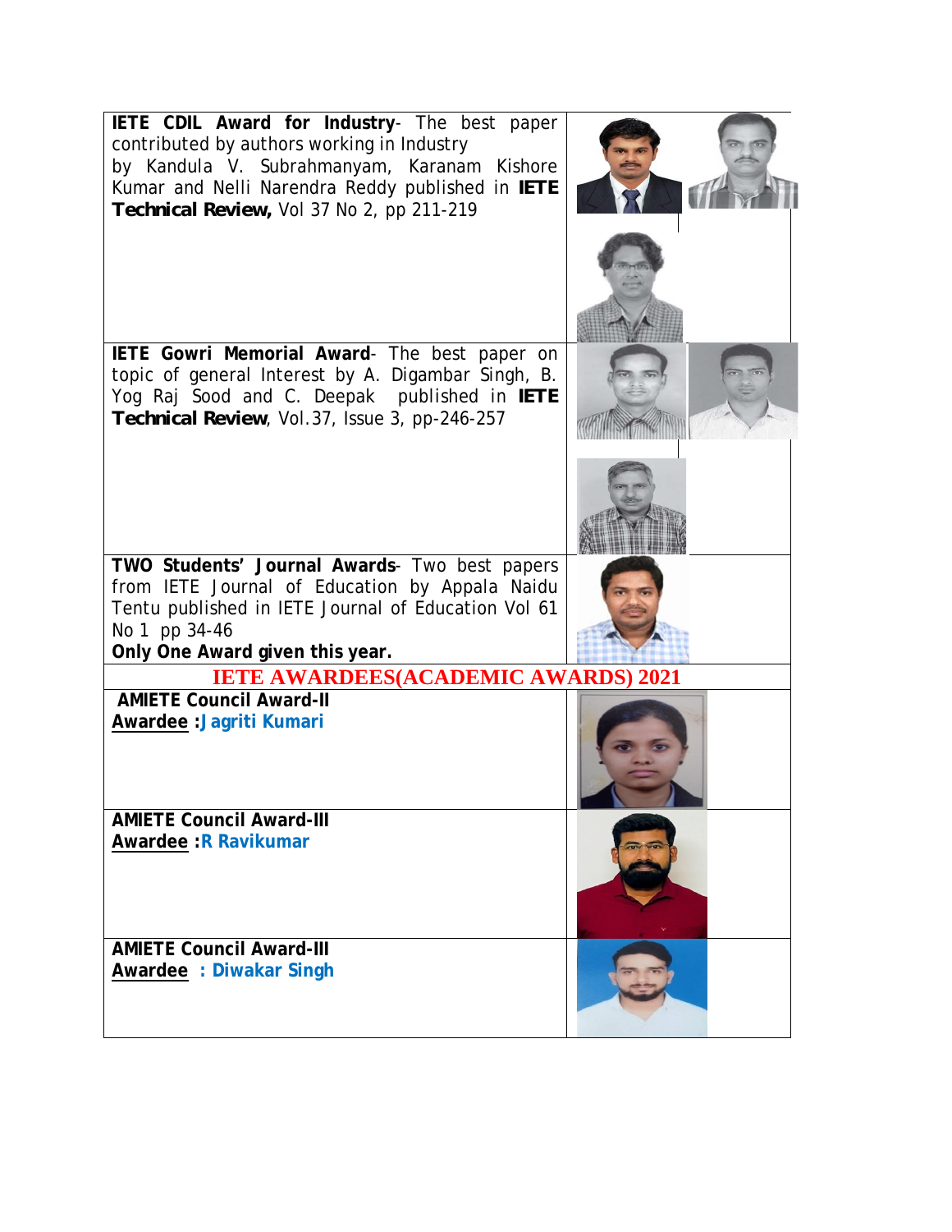| | |
|---|---|
| **IETE CDIL Award for Industry**- The best paper contributed by authors working in Industry by Kandula V. Subrahmanyam, Karanam Kishore Kumar and Nelli Narendra Reddy published in **IETE Technical Review,** Vol 37 No 2, pp 211-219 | |
| **IETE Gowri Memorial Award**- The best paper on topic of general Interest by A. Digambar Singh, B. Yog Raj Sood and C. Deepak published in **IETE Technical Review**, Vol.37, Issue 3, pp-246-257 | |
| **TWO Students' Journal Awards**- Two best papers from IETE Journal of Education by Appala Naidu Tentu published in IETE Journal of Education Vol 61 No 1 pp 34-46<br>**Only One Award given this year.** | |
| **IETE AWARDEES(ACADEMIC AWARDS) 2021** | |
| **AMIETE Council Award-II**<br>**Awardee :Jagriti Kumari** | |
| **AMIETE Council Award-III**<br>**Awardee :R Ravikumar** | |
| **AMIETE Council Award-III**<br>**Awardee : Diwakar Singh** | |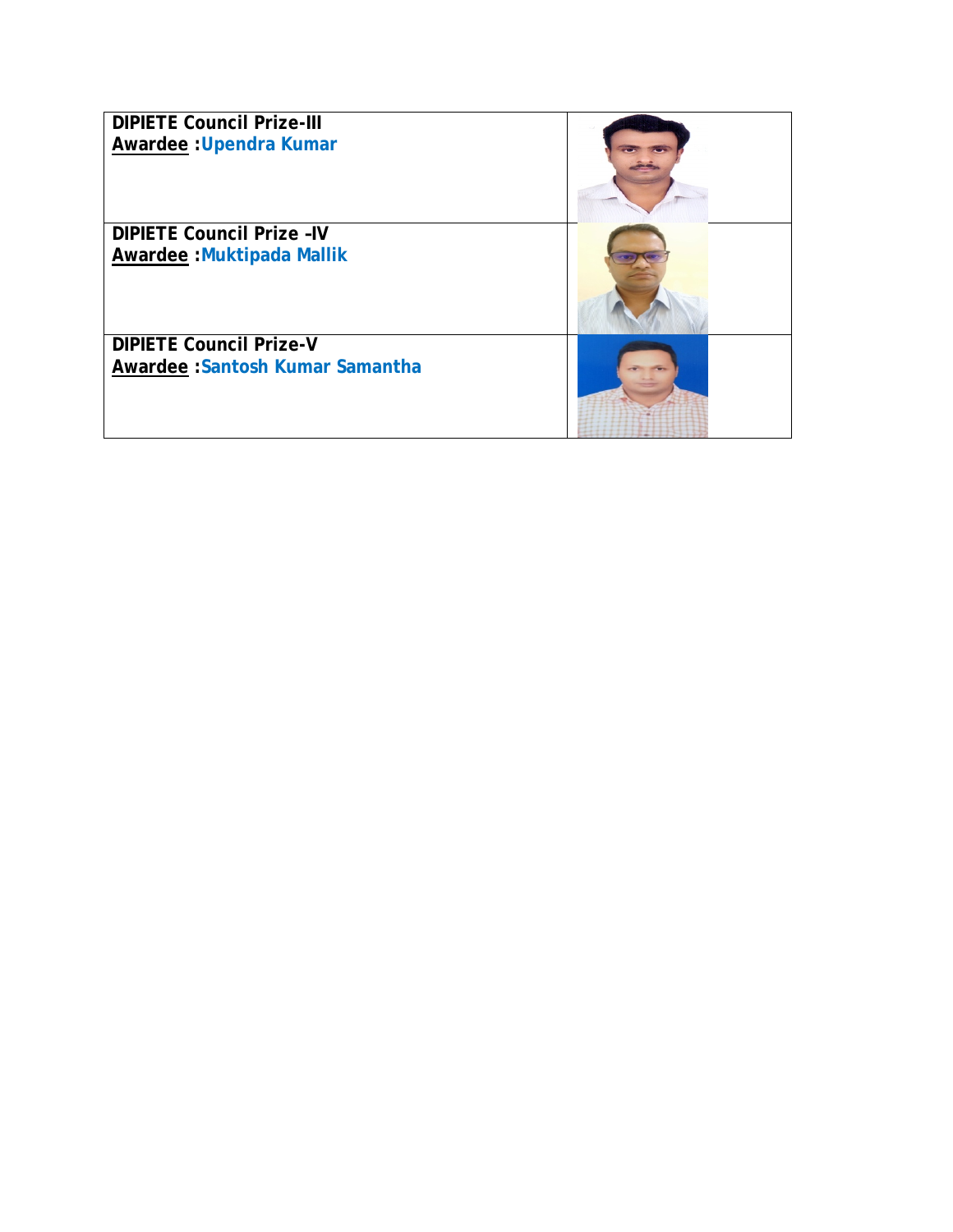| | |
|---|---|
| **DIPIETE Council Prize-III**<br>**Awardee :Upendra Kumar** | |
| **DIPIETE Council Prize –IV**<br>**Awardee :Muktipada Mallik** | |
| **DIPIETE Council Prize-V**<br>**Awardee :Santosh Kumar Samantha** | |